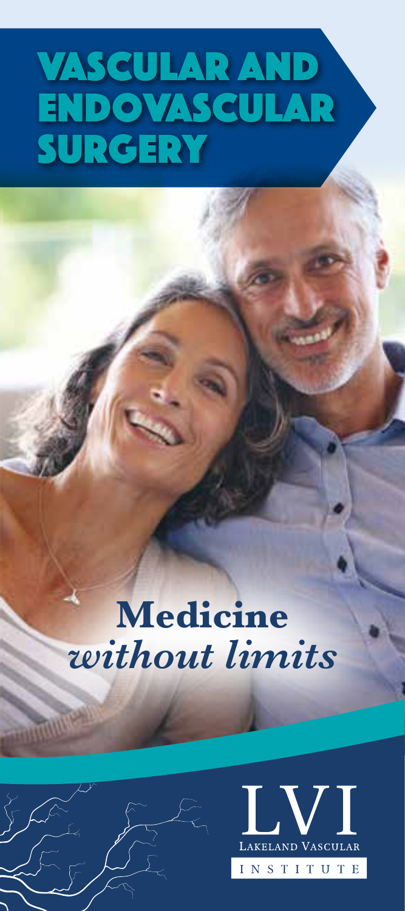# VASCULAR AND ENDOVASCULAR SURGERY

**Medicine**
***without limits***

LVI
LAKELAND VASCULAR
INSTITUTE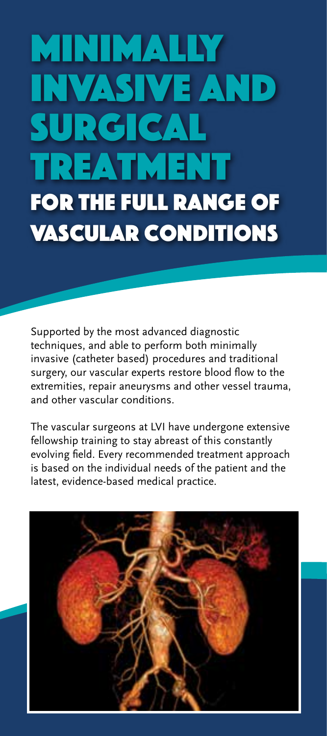# MINIMALLY INVASIVE AND SURGICAL TREATMENT

## FOR THE FULL RANGE OF VASCULAR CONDITIONS

Supported by the most advanced diagnostic techniques, and able to perform both minimally invasive (catheter based) procedures and traditional surgery, our vascular experts restore blood flow to the extremities, repair aneurysms and other vessel trauma, and other vascular conditions.

The vascular surgeons at LVI have undergone extensive fellowship training to stay abreast of this constantly evolving field. Every recommended treatment approach is based on the individual needs of the patient and the latest, evidence-based medical practice.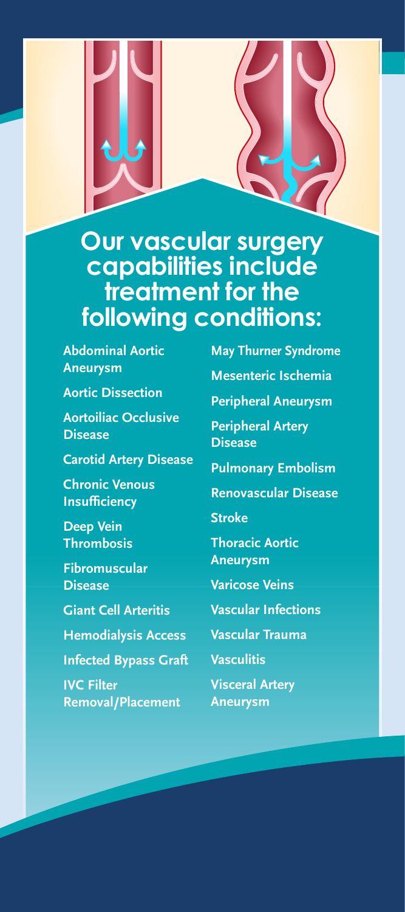# Our vascular surgery capabilities include treatment for the following conditions:

- Abdominal Aortic Aneurysm
- Aortic Dissection
- Aortoiliac Occlusive Disease
- Carotid Artery Disease
- Chronic Venous Insufficiency
- Deep Vein Thrombosis
- Fibromuscular Disease
- Giant Cell Arteritis
- Hemodialysis Access
- Infected Bypass Graft
- IVC Filter Removal/Placement
- May Thurner Syndrome
- Mesenteric Ischemia
- Peripheral Aneurysm
- Peripheral Artery Disease
- Pulmonary Embolism
- Renovascular Disease
- Stroke
- Thoracic Aortic Aneurysm
- Varicose Veins
- Vascular Infections
- Vascular Trauma
- Vasculitis
- Visceral Artery Aneurysm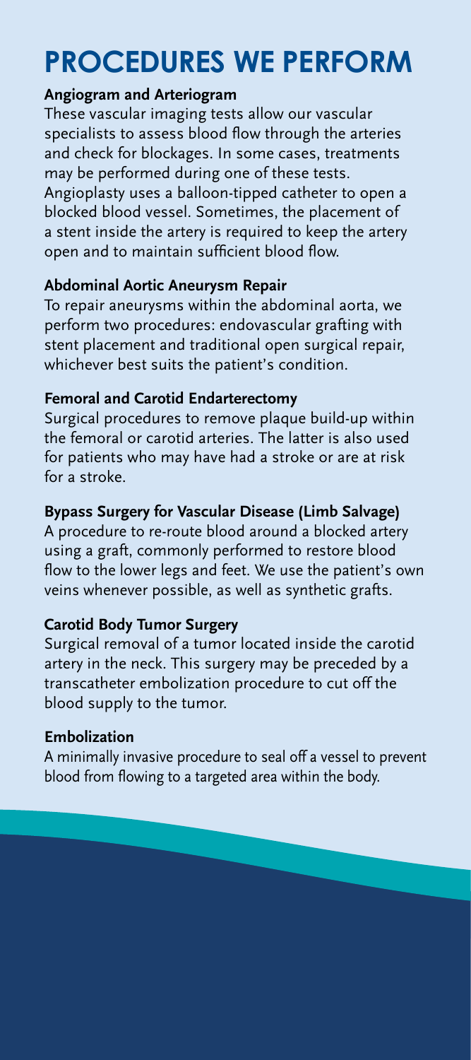# PROCEDURES WE PERFORM

**Angiogram and Arteriogram**

These vascular imaging tests allow our vascular specialists to assess blood flow through the arteries and check for blockages. In some cases, treatments may be performed during one of these tests. Angioplasty uses a balloon-tipped catheter to open a blocked blood vessel. Sometimes, the placement of a stent inside the artery is required to keep the artery open and to maintain sufficient blood flow.

**Abdominal Aortic Aneurysm Repair**

To repair aneurysms within the abdominal aorta, we perform two procedures: endovascular grafting with stent placement and traditional open surgical repair, whichever best suits the patient's condition.

**Femoral and Carotid Endarterectomy**

Surgical procedures to remove plaque build-up within the femoral or carotid arteries. The latter is also used for patients who may have had a stroke or are at risk for a stroke.

**Bypass Surgery for Vascular Disease (Limb Salvage)**

A procedure to re-route blood around a blocked artery using a graft, commonly performed to restore blood flow to the lower legs and feet. We use the patient's own veins whenever possible, as well as synthetic grafts.

**Carotid Body Tumor Surgery**

Surgical removal of a tumor located inside the carotid artery in the neck. This surgery may be preceded by a transcatheter embolization procedure to cut off the blood supply to the tumor.

**Embolization**

A minimally invasive procedure to seal off a vessel to prevent blood from flowing to a targeted area within the body.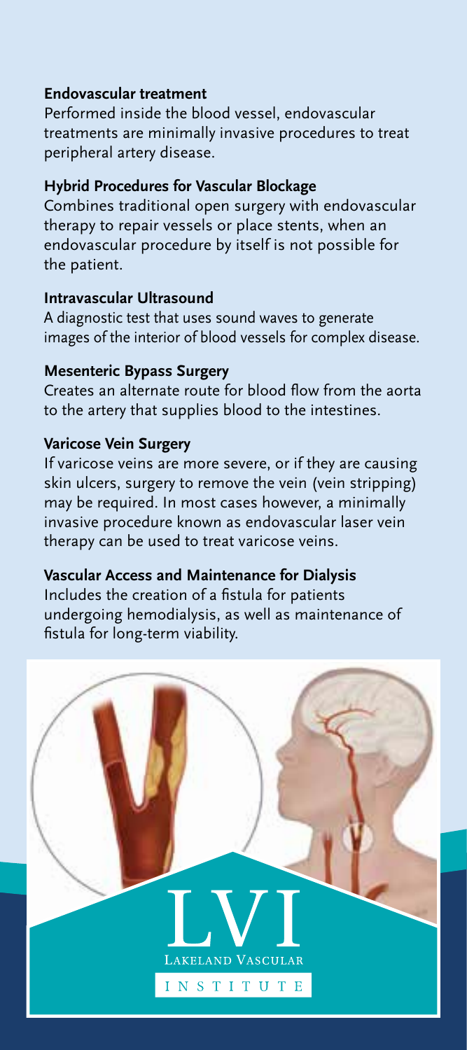### Endovascular treatment

Performed inside the blood vessel, endovascular treatments are minimally invasive procedures to treat peripheral artery disease.

### Hybrid Procedures for Vascular Blockage

Combines traditional open surgery with endovascular therapy to repair vessels or place stents, when an endovascular procedure by itself is not possible for the patient.

### Intravascular Ultrasound

A diagnostic test that uses sound waves to generate images of the interior of blood vessels for complex disease.

### Mesenteric Bypass Surgery

Creates an alternate route for blood flow from the aorta to the artery that supplies blood to the intestines.

### Varicose Vein Surgery

If varicose veins are more severe, or if they are causing skin ulcers, surgery to remove the vein (vein stripping) may be required. In most cases however, a minimally invasive procedure known as endovascular laser vein therapy can be used to treat varicose veins.

### Vascular Access and Maintenance for Dialysis

Includes the creation of a fistula for patients undergoing hemodialysis, as well as maintenance of fistula for long-term viability.

LVI

LAKELAND VASCULAR INSTITUTE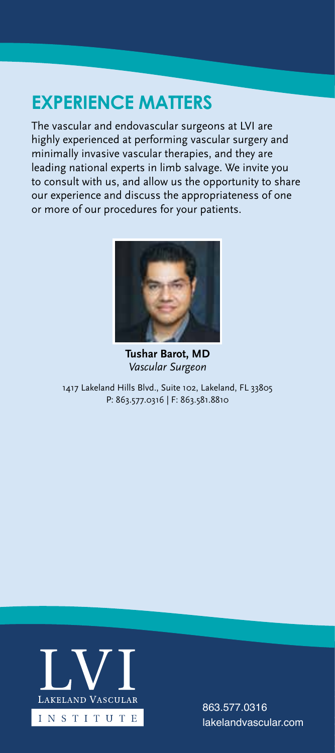## EXPERIENCE MATTERS

The vascular and endovascular surgeons at LVI are highly experienced at performing vascular surgery and minimally invasive vascular therapies, and they are leading national experts in limb salvage. We invite you to consult with us, and allow us the opportunity to share our experience and discuss the appropriateness of one or more of our procedures for your patients.

**Tushar Barot, MD**
*Vascular Surgeon*

1417 Lakeland Hills Blvd., Suite 102, Lakeland, FL 33805
P: 863.577.0316 | F: 863.581.8810

LVI
LAKELAND VASCULAR
INSTITUTE

863.577.0316
lakelandvascular.com